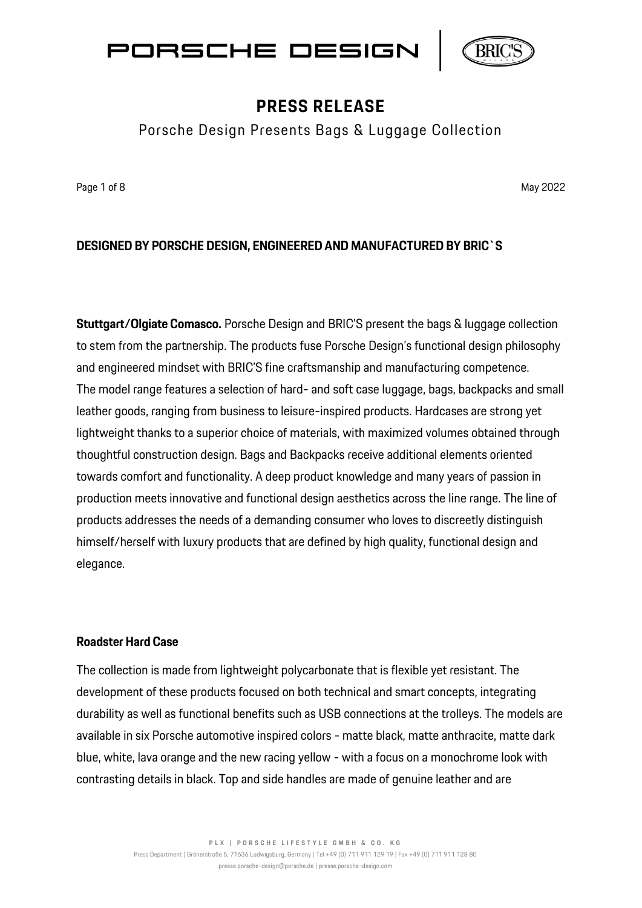# PRESS RELEASE

## Porsche Design Presents Bags & Luggage Collection

May 2022

**DESIGNED BY PORSCHE DESIGN, ENGINEERED AND MANUFACTURED BY BRIC`S**

**Stuttgart/Olgiate Comasco.** Porsche Design and BRIC'S present the bags & luggage collection to stem from the partnership. The products fuse Porsche Design's functional design philosophy and engineered mindset with BRIC'S fine craftsmanship and manufacturing competence. The model range features a selection of hard- and soft case luggage, bags, backpacks and small leather goods, ranging from business to leisure-inspired products. Hardcases are strong yet lightweight thanks to a superior choice of materials, with maximized volumes obtained through thoughtful construction design. Bags and Backpacks receive additional elements oriented towards comfort and functionality. A deep product knowledge and many years of passion in production meets innovative and functional design aesthetics across the line range. The line of products addresses the needs of a demanding consumer who loves to discreetly distinguish himself/herself with luxury products that are defined by high quality, functional design and elegance.

**Roadster Hard Case**

The collection is made from lightweight polycarbonate that is flexible yet resistant. The development of these products focused on both technical and smart concepts, integrating durability as well as functional benefits such as USB connections at the trolleys. The models are available in six Porsche automotive inspired colors - matte black, matte anthracite, matte dark blue, white, lava orange and the new racing yellow - with a focus on a monochrome look with contrasting details in black. Top and side handles are made of genuine leather and are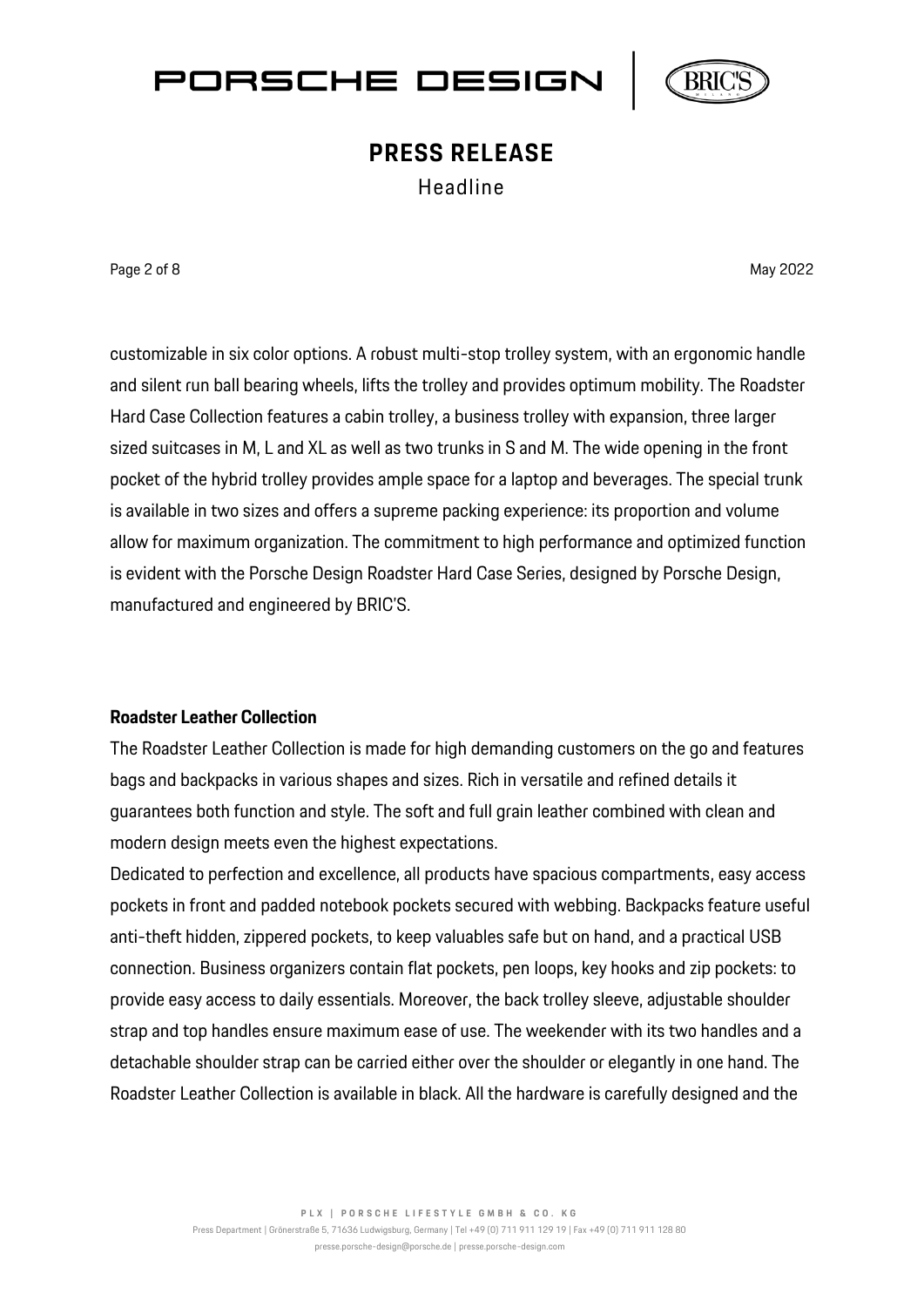customizable in six color options. A robust multi-stop trolley system, with an ergonomic handle and silent run ball bearing wheels, lifts the trolley and provides optimum mobility. The Roadster Hard Case Collection features a cabin trolley, a business trolley with expansion, three larger sized suitcases in M, L and XL as well as two trunks in S and M. The wide opening in the front pocket of the hybrid trolley provides ample space for a laptop and beverages. The special trunk is available in two sizes and offers a supreme packing experience: its proportion and volume allow for maximum organization. The commitment to high performance and optimized function is evident with the Porsche Design Roadster Hard Case Series, designed by Porsche Design, manufactured and engineered by BRIC'S.

**Roadster Leather Collection**

The Roadster Leather Collection is made for high demanding customers on the go and features bags and backpacks in various shapes and sizes. Rich in versatile and refined details it guarantees both function and style. The soft and full grain leather combined with clean and modern design meets even the highest expectations.

Dedicated to perfection and excellence, all products have spacious compartments, easy access pockets in front and padded notebook pockets secured with webbing. Backpacks feature useful anti-theft hidden, zippered pockets, to keep valuables safe but on hand, and a practical USB connection. Business organizers contain flat pockets, pen loops, key hooks and zip pockets: to provide easy access to daily essentials. Moreover, the back trolley sleeve, adjustable shoulder strap and top handles ensure maximum ease of use. The weekender with its two handles and a detachable shoulder strap can be carried either over the shoulder or elegantly in one hand. The Roadster Leather Collection is available in black. All the hardware is carefully designed and the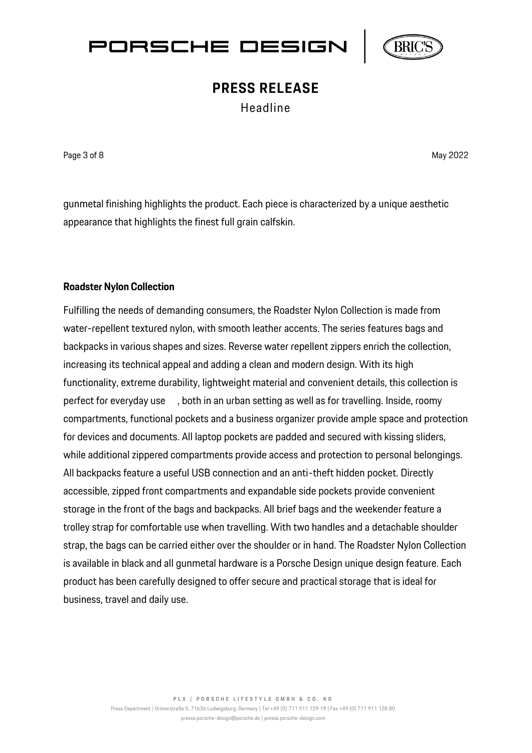gunmetal finishing highlights the product. Each piece is characterized by a unique aesthetic appearance that highlights the finest full grain calfskin.

**Roadster Nylon Collection**

Fulfilling the needs of demanding consumers, the Roadster Nylon Collection is made from water-repellent textured nylon, with smooth leather accents. The series features bags and backpacks in various shapes and sizes. Reverse water repellent zippers enrich the collection, increasing its technical appeal and adding a clean and modern design. With its high functionality, extreme durability, lightweight material and convenient details, this collection is perfect for everyday use , both in an urban setting as well as for travelling. Inside, roomy compartments, functional pockets and a business organizer provide ample space and protection for devices and documents. All laptop pockets are padded and secured with kissing sliders, while additional zippered compartments provide access and protection to personal belongings. All backpacks feature a useful USB connection and an anti-theft hidden pocket. Directly accessible, zipped front compartments and expandable side pockets provide convenient storage in the front of the bags and backpacks. All brief bags and the weekender feature a trolley strap for comfortable use when travelling. With two handles and a detachable shoulder strap, the bags can be carried either over the shoulder or in hand. The Roadster Nylon Collection is available in black and all gunmetal hardware is a Porsche Design unique design feature. Each product has been carefully designed to offer secure and practical storage that is ideal for business, travel and daily use.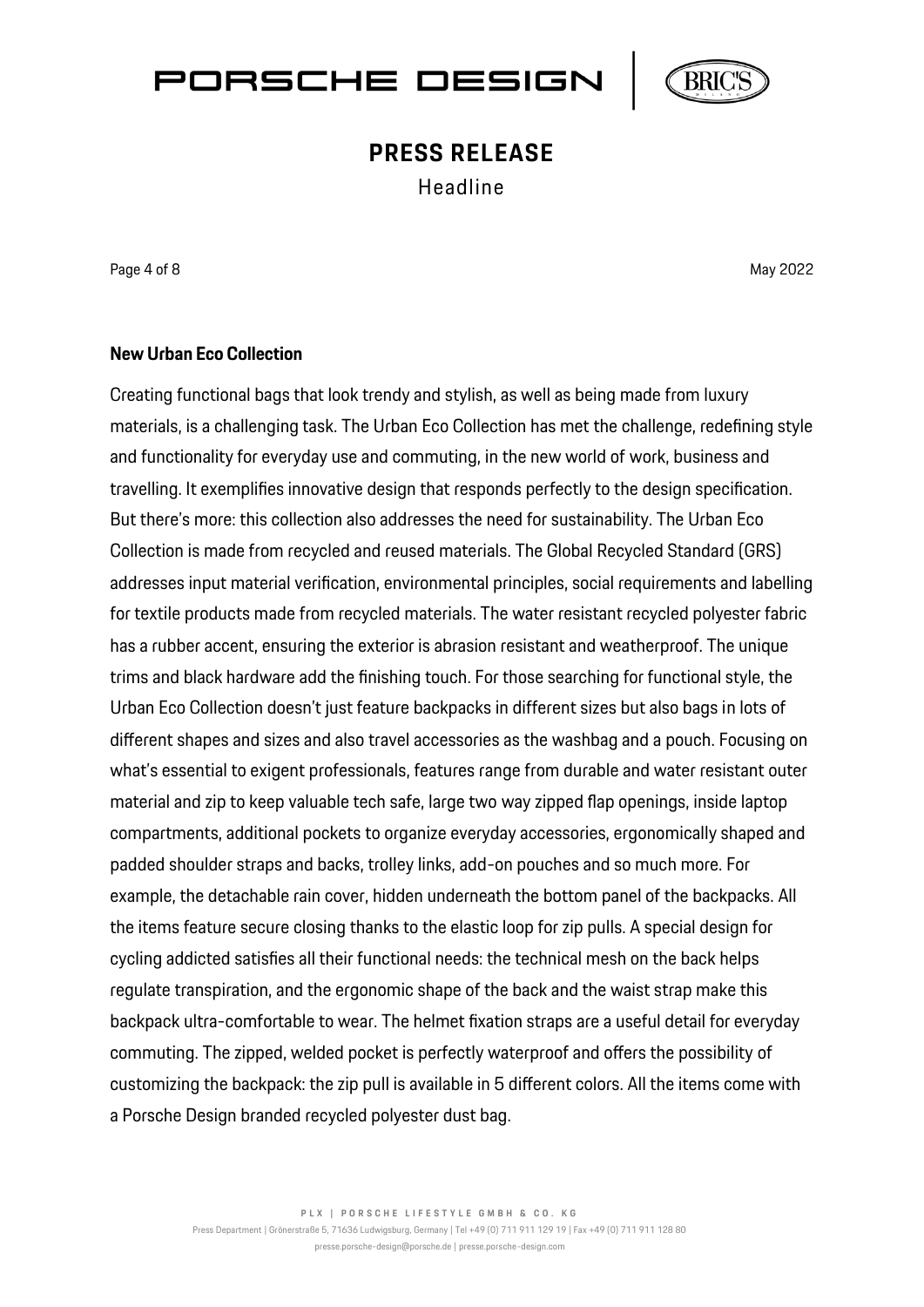**New Urban Eco Collection**

Creating functional bags that look trendy and stylish, as well as being made from luxury materials, is a challenging task. The Urban Eco Collection has met the challenge, redefining style and functionality for everyday use and commuting, in the new world of work, business and travelling. It exemplifies innovative design that responds perfectly to the design specification. But there's more: this collection also addresses the need for sustainability. The Urban Eco Collection is made from recycled and reused materials. The Global Recycled Standard (GRS) addresses input material verification, environmental principles, social requirements and labelling for textile products made from recycled materials. The water resistant recycled polyester fabric has a rubber accent, ensuring the exterior is abrasion resistant and weatherproof. The unique trims and black hardware add the finishing touch. For those searching for functional style, the Urban Eco Collection doesn't just feature backpacks in different sizes but also bags in lots of different shapes and sizes and also travel accessories as the washbag and a pouch. Focusing on what's essential to exigent professionals, features range from durable and water resistant outer material and zip to keep valuable tech safe, large two way zipped flap openings, inside laptop compartments, additional pockets to organize everyday accessories, ergonomically shaped and padded shoulder straps and backs, trolley links, add-on pouches and so much more. For example, the detachable rain cover, hidden underneath the bottom panel of the backpacks. All the items feature secure closing thanks to the elastic loop for zip pulls. A special design for cycling addicted satisfies all their functional needs: the technical mesh on the back helps regulate transpiration, and the ergonomic shape of the back and the waist strap make this backpack ultra-comfortable to wear. The helmet fixation straps are a useful detail for everyday commuting. The zipped, welded pocket is perfectly waterproof and offers the possibility of customizing the backpack: the zip pull is available in 5 different colors. All the items come with a Porsche Design branded recycled polyester dust bag.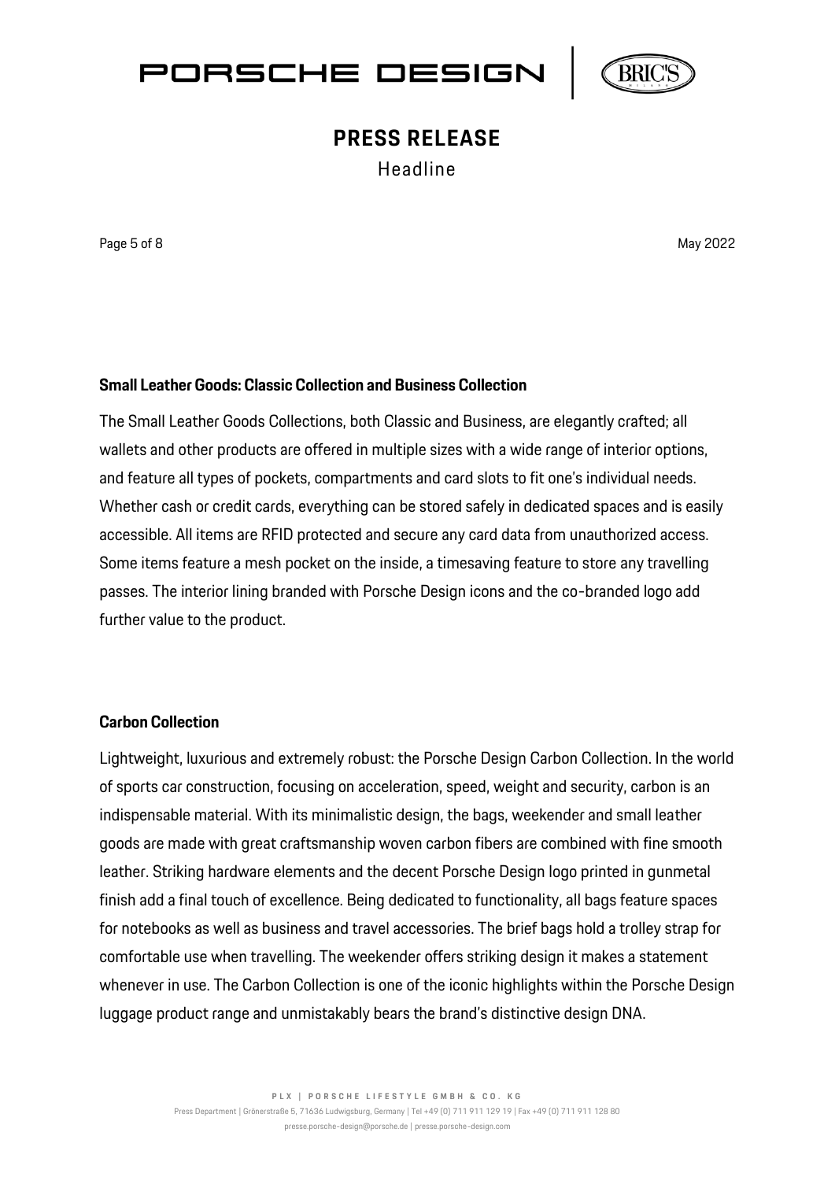**Small Leather Goods: Classic Collection and Business Collection**

The Small Leather Goods Collections, both Classic and Business, are elegantly crafted; all wallets and other products are offered in multiple sizes with a wide range of interior options, and feature all types of pockets, compartments and card slots to fit one's individual needs. Whether cash or credit cards, everything can be stored safely in dedicated spaces and is easily accessible. All items are RFID protected and secure any card data from unauthorized access. Some items feature a mesh pocket on the inside, a timesaving feature to store any travelling passes. The interior lining branded with Porsche Design icons and the co-branded logo add further value to the product.

**Carbon Collection**

Lightweight, luxurious and extremely robust: the Porsche Design Carbon Collection. In the world of sports car construction, focusing on acceleration, speed, weight and security, carbon is an indispensable material. With its minimalistic design, the bags, weekender and small leather goods are made with great craftsmanship woven carbon fibers are combined with fine smooth leather. Striking hardware elements and the decent Porsche Design logo printed in gunmetal finish add a final touch of excellence. Being dedicated to functionality, all bags feature spaces for notebooks as well as business and travel accessories. The brief bags hold a trolley strap for comfortable use when travelling. The weekender offers striking design it makes a statement whenever in use. The Carbon Collection is one of the iconic highlights within the Porsche Design luggage product range and unmistakably bears the brand's distinctive design DNA.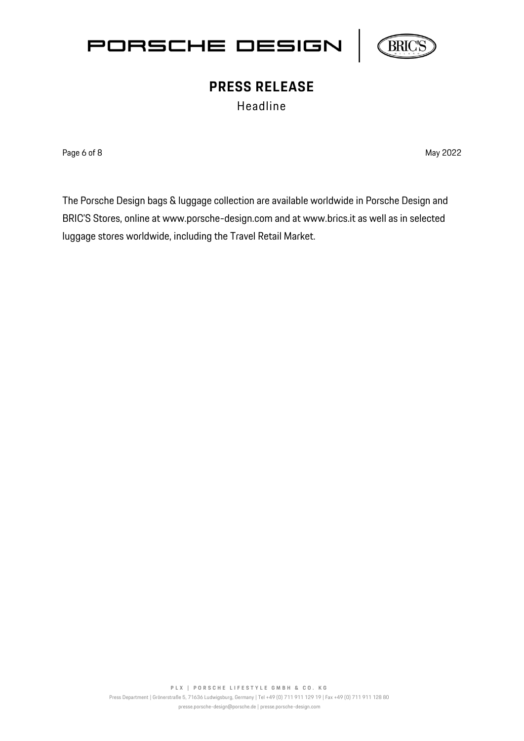The Porsche Design bags & luggage collection are available worldwide in Porsche Design and BRIC'S Stores, online at www.porsche-design.com and at www.brics.it as well as in selected luggage stores worldwide, including the Travel Retail Market.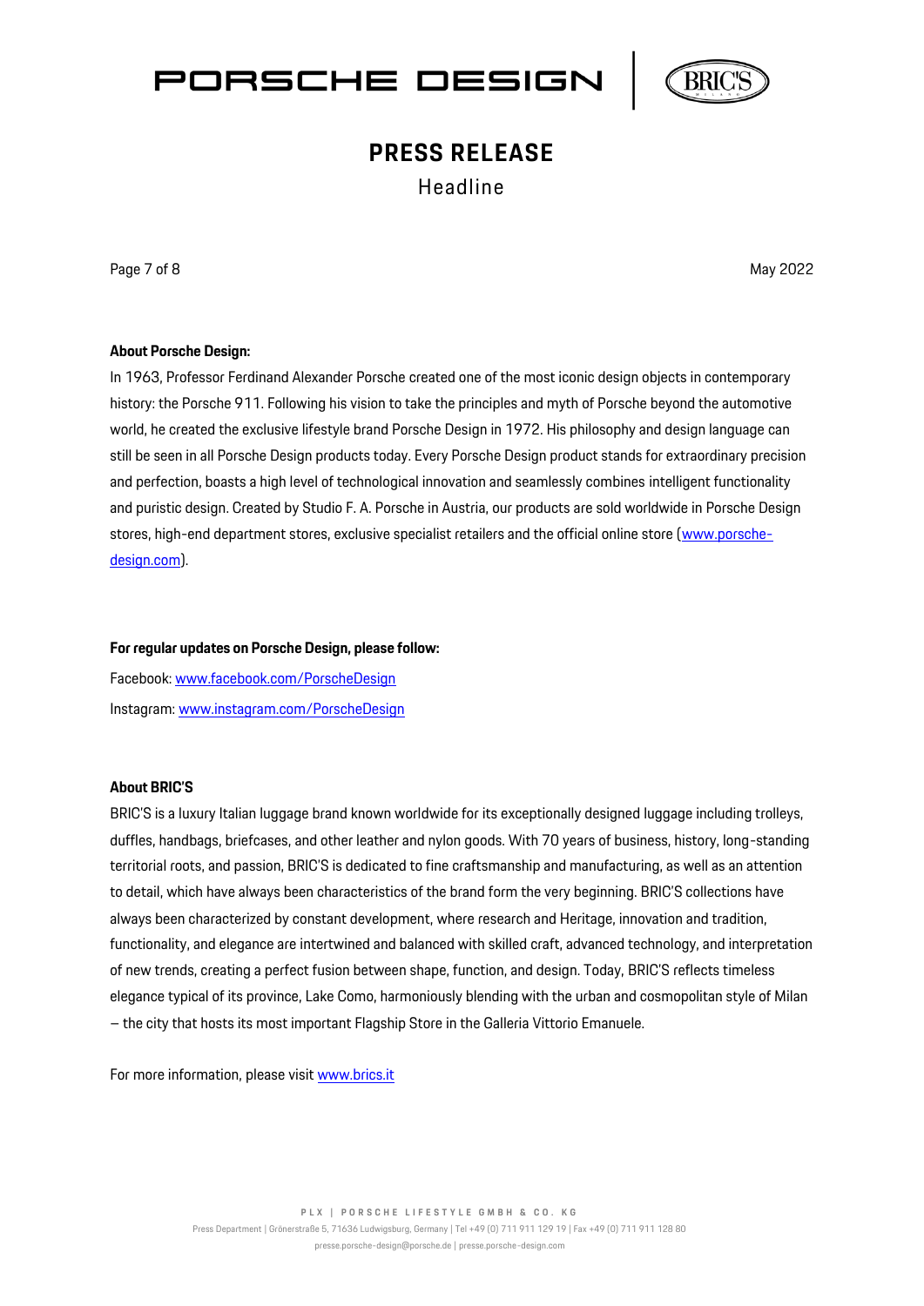**About Porsche Design:**

In 1963, Professor Ferdinand Alexander Porsche created one of the most iconic design objects in contemporary history: the Porsche 911. Following his vision to take the principles and myth of Porsche beyond the automotive world, he created the exclusive lifestyle brand Porsche Design in 1972. His philosophy and design language can still be seen in all Porsche Design products today. Every Porsche Design product stands for extraordinary precision and perfection, boasts a high level of technological innovation and seamlessly combines intelligent functionality and puristic design. Created by Studio F. A. Porsche in Austria, our products are sold worldwide in Porsche Design stores, high-end department stores, exclusive specialist retailers and the official online store (www.porsche-design.com).

**For regular updates on Porsche Design, please follow:**

Facebook: www.facebook.com/PorscheDesign

Instagram: www.instagram.com/PorscheDesign

**About BRIC'S**

BRIC'S is a luxury Italian luggage brand known worldwide for its exceptionally designed luggage including trolleys, duffles, handbags, briefcases, and other leather and nylon goods. With 70 years of business, history, long-standing territorial roots, and passion, BRIC'S is dedicated to fine craftsmanship and manufacturing, as well as an attention to detail, which have always been characteristics of the brand form the very beginning. BRIC'S collections have always been characterized by constant development, where research and Heritage, innovation and tradition, functionality, and elegance are intertwined and balanced with skilled craft, advanced technology, and interpretation of new trends, creating a perfect fusion between shape, function, and design. Today, BRIC'S reflects timeless elegance typical of its province, Lake Como, harmoniously blending with the urban and cosmopolitan style of Milan – the city that hosts its most important Flagship Store in the Galleria Vittorio Emanuele.

For more information, please visit www.brics.it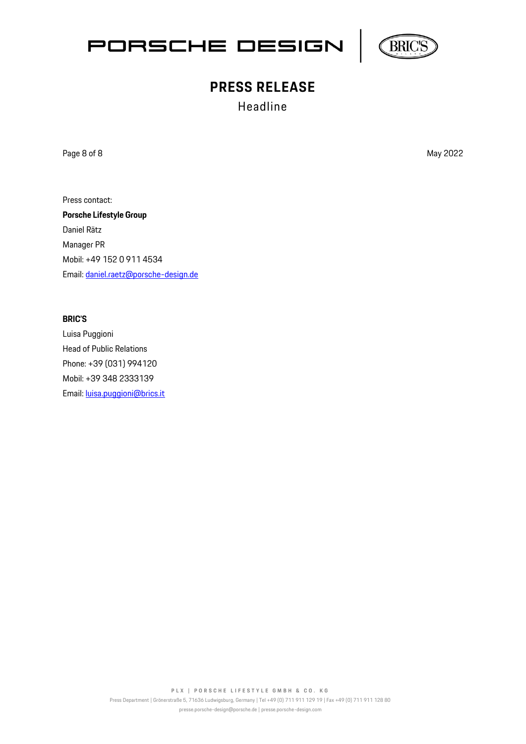Press contact:

**Porsche Lifestyle Group**

Daniel Rätz

Manager PR

Mobil: +49 152 0 911 4534

Email: daniel.raetz@porsche-design.de

**BRIC'S**

Luisa Puggioni

Head of Public Relations

Phone: +39 (031) 994120

Mobil: +39 348 2333139

Email: luisa.puggioni@brics.it